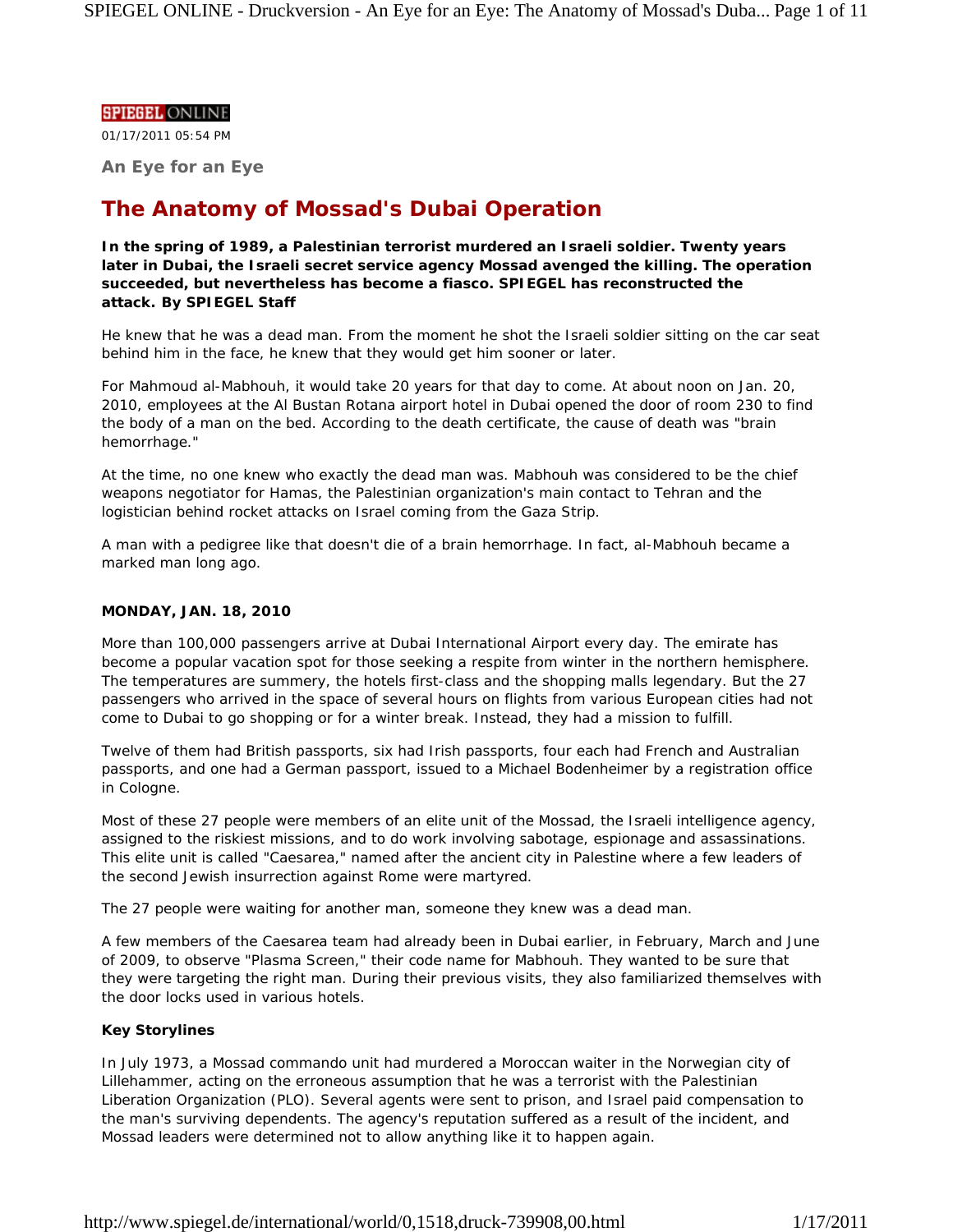SPIEGEL ONLINE

01/17/2011 05:54 PM

**An Eye for an Eye**

# The Anatomy of Mossad's Dubai Operation

**In the spring of 1989, a Palestinian terrorist murdered an Israeli soldier. Twenty years later in Dubai, the Israeli secret service agency Mossad avenged the killing. The operation succeeded, but nevertheless has become a fiasco. SPIEGEL has reconstructed the attack. By SPIEGEL Staff**

He knew that he was a dead man. From the moment he shot the Israeli soldier sitting on the car seat behind him in the face, he knew that they would get him sooner or later.

For Mahmoud al-Mabhouh, it would take 20 years for that day to come. At about noon on Jan. 20, 2010, employees at the Al Bustan Rotana airport hotel in Dubai opened the door of room 230 to find the body of a man on the bed. According to the death certificate, the cause of death was "brain hemorrhage."

At the time, no one knew who exactly the dead man was. Mabhouh was considered to be the chief weapons negotiator for Hamas, the Palestinian organization's main contact to Tehran and the logistician behind rocket attacks on Israel coming from the Gaza Strip.

A man with a pedigree like that doesn't die of a brain hemorrhage. In fact, al-Mabhouh became a marked man long ago.

**MONDAY, JAN. 18, 2010**

More than 100,000 passengers arrive at Dubai International Airport every day. The emirate has become a popular vacation spot for those seeking a respite from winter in the northern hemisphere. The temperatures are summery, the hotels first-class and the shopping malls legendary. But the 27 passengers who arrived in the space of several hours on flights from various European cities had not come to Dubai to go shopping or for a winter break. Instead, they had a mission to fulfill.

Twelve of them had British passports, six had Irish passports, four each had French and Australian passports, and one had a German passport, issued to a Michael Bodenheimer by a registration office in Cologne.

Most of these 27 people were members of an elite unit of the Mossad, the Israeli intelligence agency, assigned to the riskiest missions, and to do work involving sabotage, espionage and assassinations. This elite unit is called "Caesarea," named after the ancient city in Palestine where a few leaders of the second Jewish insurrection against Rome were martyred.

The 27 people were waiting for another man, someone they knew was a dead man.

A few members of the Caesarea team had already been in Dubai earlier, in February, March and June of 2009, to observe "Plasma Screen," their code name for Mabhouh. They wanted to be sure that they were targeting the right man. During their previous visits, they also familiarized themselves with the door locks used in various hotels.

**Key Storylines**

In July 1973, a Mossad commando unit had murdered a Moroccan waiter in the Norwegian city of Lillehammer, acting on the erroneous assumption that he was a terrorist with the Palestinian Liberation Organization (PLO). Several agents were sent to prison, and Israel paid compensation to the man's surviving dependents. The agency's reputation suffered as a result of the incident, and Mossad leaders were determined not to allow anything like it to happen again.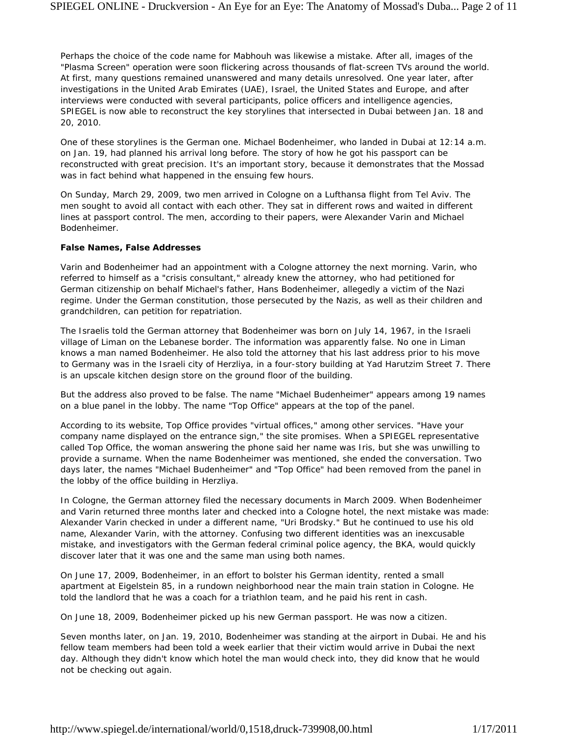Perhaps the choice of the code name for Mabhouh was likewise a mistake. After all, images of the "Plasma Screen" operation were soon flickering across thousands of flat-screen TVs around the world. At first, many questions remained unanswered and many details unresolved. One year later, after investigations in the United Arab Emirates (UAE), Israel, the United States and Europe, and after interviews were conducted with several participants, police officers and intelligence agencies, SPIEGEL is now able to reconstruct the key storylines that intersected in Dubai between Jan. 18 and 20, 2010.

One of these storylines is the German one. Michael Bodenheimer, who landed in Dubai at 12:14 a.m. on Jan. 19, had planned his arrival long before. The story of how he got his passport can be reconstructed with great precision. It's an important story, because it demonstrates that the Mossad was in fact behind what happened in the ensuing few hours.

On Sunday, March 29, 2009, two men arrived in Cologne on a Lufthansa flight from Tel Aviv. The men sought to avoid all contact with each other. They sat in different rows and waited in different lines at passport control. The men, according to their papers, were Alexander Varin and Michael Bodenheimer.

**False Names, False Addresses**

Varin and Bodenheimer had an appointment with a Cologne attorney the next morning. Varin, who referred to himself as a "crisis consultant," already knew the attorney, who had petitioned for German citizenship on behalf Michael's father, Hans Bodenheimer, allegedly a victim of the Nazi regime. Under the German constitution, those persecuted by the Nazis, as well as their children and grandchildren, can petition for repatriation.

The Israelis told the German attorney that Bodenheimer was born on July 14, 1967, in the Israeli village of Liman on the Lebanese border. The information was apparently false. No one in Liman knows a man named Bodenheimer. He also told the attorney that his last address prior to his move to Germany was in the Israeli city of Herzliya, in a four-story building at Yad Harutzim Street 7. There is an upscale kitchen design store on the ground floor of the building.

But the address also proved to be false. The name "Michael Budenheimer" appears among 19 names on a blue panel in the lobby. The name "Top Office" appears at the top of the panel.

According to its website, Top Office provides "virtual offices," among other services. "Have your company name displayed on the entrance sign," the site promises. When a SPIEGEL representative called Top Office, the woman answering the phone said her name was Iris, but she was unwilling to provide a surname. When the name Bodenheimer was mentioned, she ended the conversation. Two days later, the names "Michael Budenheimer" and "Top Office" had been removed from the panel in the lobby of the office building in Herzliya.

In Cologne, the German attorney filed the necessary documents in March 2009. When Bodenheimer and Varin returned three months later and checked into a Cologne hotel, the next mistake was made: Alexander Varin checked in under a different name, "Uri Brodsky." But he continued to use his old name, Alexander Varin, with the attorney. Confusing two different identities was an inexcusable mistake, and investigators with the German federal criminal police agency, the BKA, would quickly discover later that it was one and the same man using both names.

On June 17, 2009, Bodenheimer, in an effort to bolster his German identity, rented a small apartment at Eigelstein 85, in a rundown neighborhood near the main train station in Cologne. He told the landlord that he was a coach for a triathlon team, and he paid his rent in cash.

On June 18, 2009, Bodenheimer picked up his new German passport. He was now a citizen.

Seven months later, on Jan. 19, 2010, Bodenheimer was standing at the airport in Dubai. He and his fellow team members had been told a week earlier that their victim would arrive in Dubai the next day. Although they didn't know which hotel the man would check into, they did know that he would not be checking out again.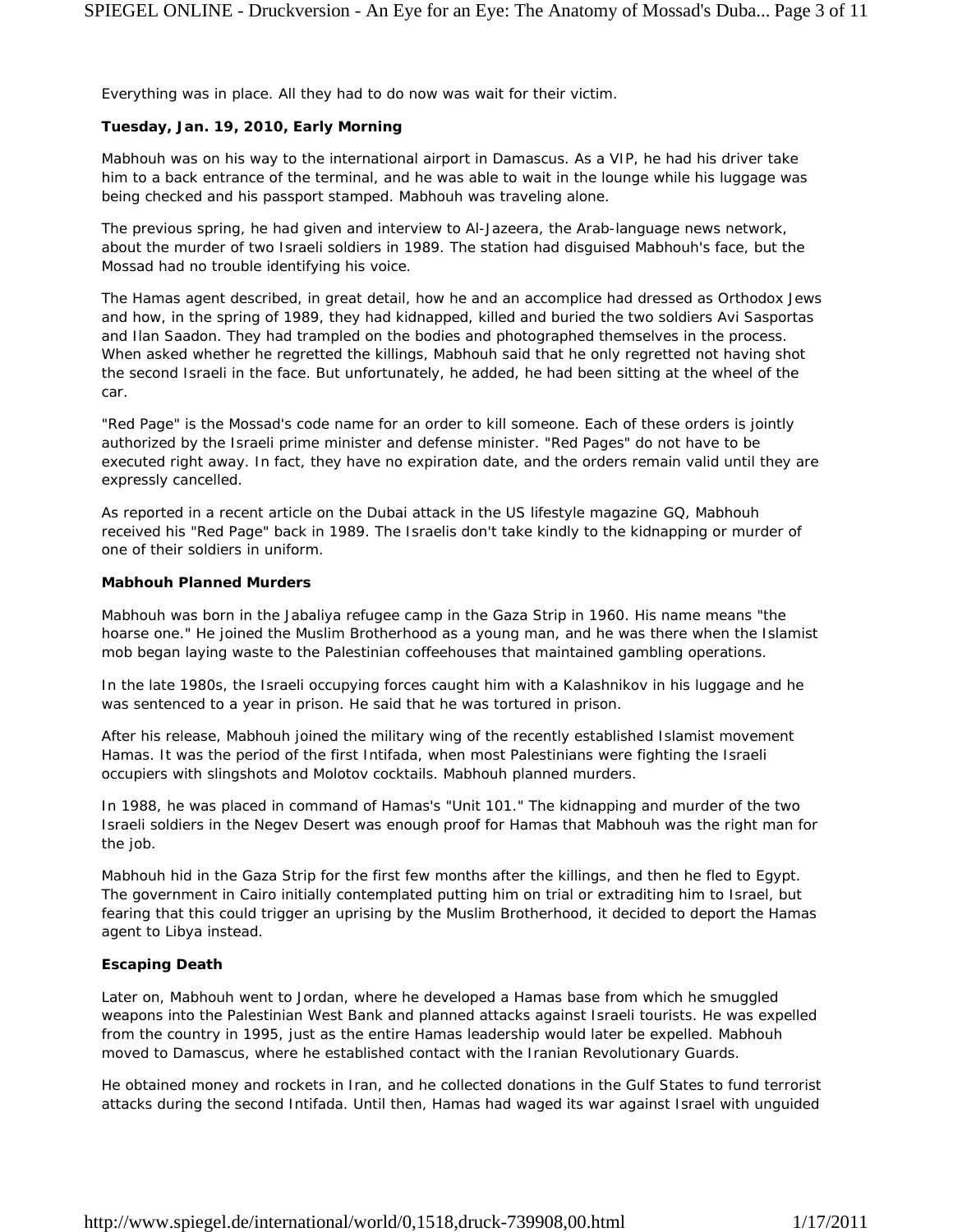Everything was in place. All they had to do now was wait for their victim.

**Tuesday, Jan. 19, 2010, Early Morning**

Mabhouh was on his way to the international airport in Damascus. As a VIP, he had his driver take him to a back entrance of the terminal, and he was able to wait in the lounge while his luggage was being checked and his passport stamped. Mabhouh was traveling alone.

The previous spring, he had given and interview to Al-Jazeera, the Arab-language news network, about the murder of two Israeli soldiers in 1989. The station had disguised Mabhouh's face, but the Mossad had no trouble identifying his voice.

The Hamas agent described, in great detail, how he and an accomplice had dressed as Orthodox Jews and how, in the spring of 1989, they had kidnapped, killed and buried the two soldiers Avi Sasportas and Ilan Saadon. They had trampled on the bodies and photographed themselves in the process. When asked whether he regretted the killings, Mabhouh said that he only regretted not having shot the second Israeli in the face. But unfortunately, he added, he had been sitting at the wheel of the car.

"Red Page" is the Mossad's code name for an order to kill someone. Each of these orders is jointly authorized by the Israeli prime minister and defense minister. "Red Pages" do not have to be executed right away. In fact, they have no expiration date, and the orders remain valid until they are expressly cancelled.

As reported in a recent article on the Dubai attack in the US lifestyle magazine GQ, Mabhouh received his "Red Page" back in 1989. The Israelis don't take kindly to the kidnapping or murder of one of their soldiers in uniform.

**Mabhouh Planned Murders**

Mabhouh was born in the Jabaliya refugee camp in the Gaza Strip in 1960. His name means "the hoarse one." He joined the Muslim Brotherhood as a young man, and he was there when the Islamist mob began laying waste to the Palestinian coffeehouses that maintained gambling operations.

In the late 1980s, the Israeli occupying forces caught him with a Kalashnikov in his luggage and he was sentenced to a year in prison. He said that he was tortured in prison.

After his release, Mabhouh joined the military wing of the recently established Islamist movement Hamas. It was the period of the first Intifada, when most Palestinians were fighting the Israeli occupiers with slingshots and Molotov cocktails. Mabhouh planned murders.

In 1988, he was placed in command of Hamas's "Unit 101." The kidnapping and murder of the two Israeli soldiers in the Negev Desert was enough proof for Hamas that Mabhouh was the right man for the job.

Mabhouh hid in the Gaza Strip for the first few months after the killings, and then he fled to Egypt. The government in Cairo initially contemplated putting him on trial or extraditing him to Israel, but fearing that this could trigger an uprising by the Muslim Brotherhood, it decided to deport the Hamas agent to Libya instead.

**Escaping Death**

Later on, Mabhouh went to Jordan, where he developed a Hamas base from which he smuggled weapons into the Palestinian West Bank and planned attacks against Israeli tourists. He was expelled from the country in 1995, just as the entire Hamas leadership would later be expelled. Mabhouh moved to Damascus, where he established contact with the Iranian Revolutionary Guards.

He obtained money and rockets in Iran, and he collected donations in the Gulf States to fund terrorist attacks during the second Intifada. Until then, Hamas had waged its war against Israel with unguided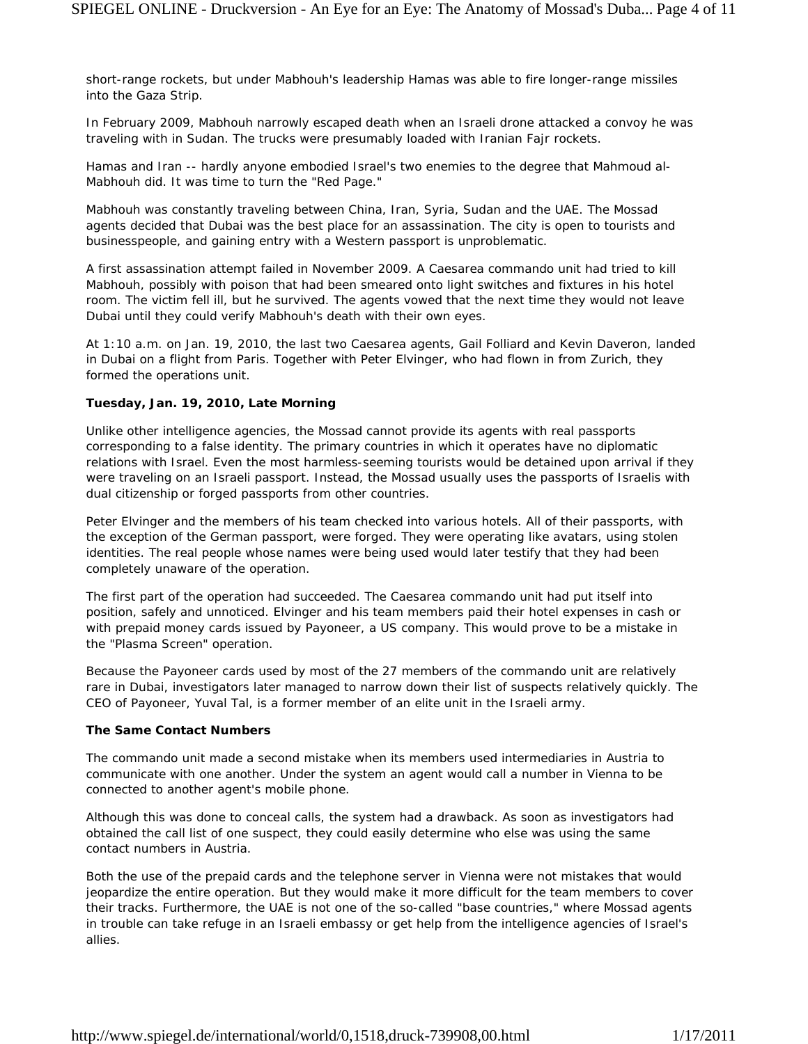short-range rockets, but under Mabhouh's leadership Hamas was able to fire longer-range missiles into the Gaza Strip.

In February 2009, Mabhouh narrowly escaped death when an Israeli drone attacked a convoy he was traveling with in Sudan. The trucks were presumably loaded with Iranian Fajr rockets.

Hamas and Iran -- hardly anyone embodied Israel's two enemies to the degree that Mahmoud al-Mabhouh did. It was time to turn the "Red Page."

Mabhouh was constantly traveling between China, Iran, Syria, Sudan and the UAE. The Mossad agents decided that Dubai was the best place for an assassination. The city is open to tourists and businesspeople, and gaining entry with a Western passport is unproblematic.

A first assassination attempt failed in November 2009. A Caesarea commando unit had tried to kill Mabhouh, possibly with poison that had been smeared onto light switches and fixtures in his hotel room. The victim fell ill, but he survived. The agents vowed that the next time they would not leave Dubai until they could verify Mabhouh's death with their own eyes.

At 1:10 a.m. on Jan. 19, 2010, the last two Caesarea agents, Gail Folliard and Kevin Daveron, landed in Dubai on a flight from Paris. Together with Peter Elvinger, who had flown in from Zurich, they formed the operations unit.

**Tuesday, Jan. 19, 2010, Late Morning**

Unlike other intelligence agencies, the Mossad cannot provide its agents with real passports corresponding to a false identity. The primary countries in which it operates have no diplomatic relations with Israel. Even the most harmless-seeming tourists would be detained upon arrival if they were traveling on an Israeli passport. Instead, the Mossad usually uses the passports of Israelis with dual citizenship or forged passports from other countries.

Peter Elvinger and the members of his team checked into various hotels. All of their passports, with the exception of the German passport, were forged. They were operating like avatars, using stolen identities. The real people whose names were being used would later testify that they had been completely unaware of the operation.

The first part of the operation had succeeded. The Caesarea commando unit had put itself into position, safely and unnoticed. Elvinger and his team members paid their hotel expenses in cash or with prepaid money cards issued by Payoneer, a US company. This would prove to be a mistake in the "Plasma Screen" operation.

Because the Payoneer cards used by most of the 27 members of the commando unit are relatively rare in Dubai, investigators later managed to narrow down their list of suspects relatively quickly. The CEO of Payoneer, Yuval Tal, is a former member of an elite unit in the Israeli army.

**The Same Contact Numbers**

The commando unit made a second mistake when its members used intermediaries in Austria to communicate with one another. Under the system an agent would call a number in Vienna to be connected to another agent's mobile phone.

Although this was done to conceal calls, the system had a drawback. As soon as investigators had obtained the call list of one suspect, they could easily determine who else was using the same contact numbers in Austria.

Both the use of the prepaid cards and the telephone server in Vienna were not mistakes that would jeopardize the entire operation. But they would make it more difficult for the team members to cover their tracks. Furthermore, the UAE is not one of the so-called "base countries," where Mossad agents in trouble can take refuge in an Israeli embassy or get help from the intelligence agencies of Israel's allies.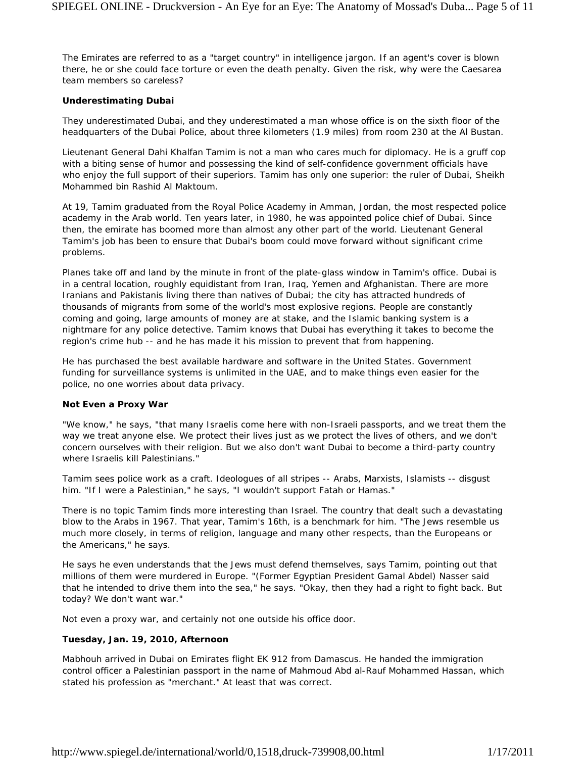The Emirates are referred to as a "target country" in intelligence jargon. If an agent's cover is blown there, he or she could face torture or even the death penalty. Given the risk, why were the Caesarea team members so careless?

**Underestimating Dubai**

They underestimated Dubai, and they underestimated a man whose office is on the sixth floor of the headquarters of the Dubai Police, about three kilometers (1.9 miles) from room 230 at the Al Bustan.

Lieutenant General Dahi Khalfan Tamim is not a man who cares much for diplomacy. He is a gruff cop with a biting sense of humor and possessing the kind of self-confidence government officials have who enjoy the full support of their superiors. Tamim has only one superior: the ruler of Dubai, Sheikh Mohammed bin Rashid Al Maktoum.

At 19, Tamim graduated from the Royal Police Academy in Amman, Jordan, the most respected police academy in the Arab world. Ten years later, in 1980, he was appointed police chief of Dubai. Since then, the emirate has boomed more than almost any other part of the world. Lieutenant General Tamim's job has been to ensure that Dubai's boom could move forward without significant crime problems.

Planes take off and land by the minute in front of the plate-glass window in Tamim's office. Dubai is in a central location, roughly equidistant from Iran, Iraq, Yemen and Afghanistan. There are more Iranians and Pakistanis living there than natives of Dubai; the city has attracted hundreds of thousands of migrants from some of the world's most explosive regions. People are constantly coming and going, large amounts of money are at stake, and the Islamic banking system is a nightmare for any police detective. Tamim knows that Dubai has everything it takes to become the region's crime hub -- and he has made it his mission to prevent that from happening.

He has purchased the best available hardware and software in the United States. Government funding for surveillance systems is unlimited in the UAE, and to make things even easier for the police, no one worries about data privacy.

**Not Even a Proxy War**

"We know," he says, "that many Israelis come here with non-Israeli passports, and we treat them the way we treat anyone else. We protect their lives just as we protect the lives of others, and we don't concern ourselves with their religion. But we also don't want Dubai to become a third-party country where Israelis kill Palestinians."

Tamim sees police work as a craft. Ideologues of all stripes -- Arabs, Marxists, Islamists -- disgust him. "If I were a Palestinian," he says, "I wouldn't support Fatah or Hamas."

There is no topic Tamim finds more interesting than Israel. The country that dealt such a devastating blow to the Arabs in 1967. That year, Tamim's 16th, is a benchmark for him. "The Jews resemble us much more closely, in terms of religion, language and many other respects, than the Europeans or the Americans," he says.

He says he even understands that the Jews must defend themselves, says Tamim, pointing out that millions of them were murdered in Europe. "(Former Egyptian President Gamal Abdel) Nasser said that he intended to drive them into the sea," he says. "Okay, then they had a right to fight back. But today? We don't want war."

Not even a proxy war, and certainly not one outside his office door.

**Tuesday, Jan. 19, 2010, Afternoon**

Mabhouh arrived in Dubai on Emirates flight EK 912 from Damascus. He handed the immigration control officer a Palestinian passport in the name of Mahmoud Abd al-Rauf Mohammed Hassan, which stated his profession as "merchant." At least that was correct.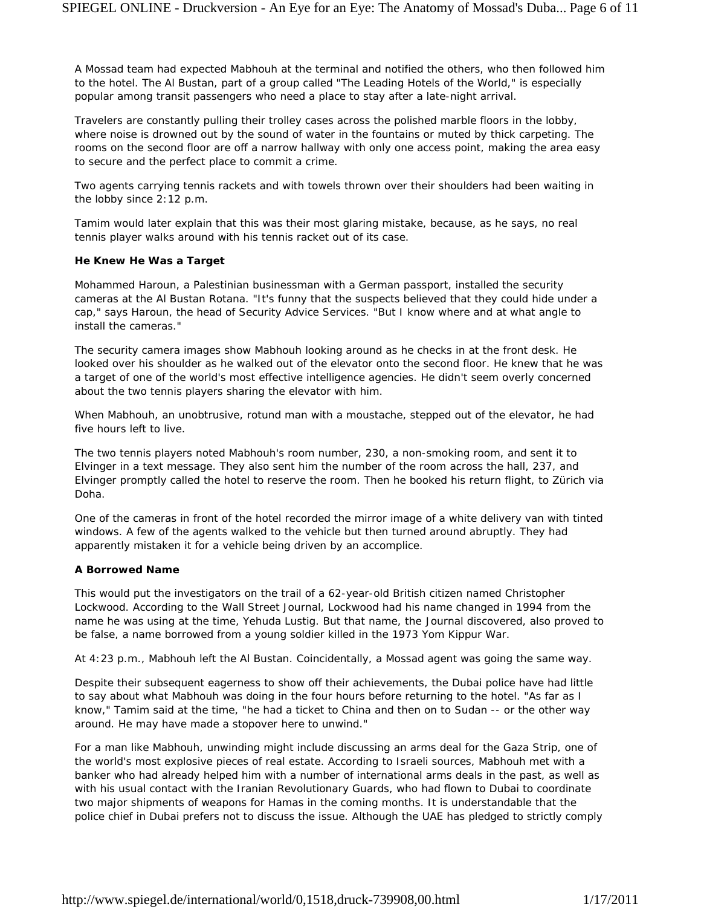A Mossad team had expected Mabhouh at the terminal and notified the others, who then followed him to the hotel. The Al Bustan, part of a group called "The Leading Hotels of the World," is especially popular among transit passengers who need a place to stay after a late-night arrival.

Travelers are constantly pulling their trolley cases across the polished marble floors in the lobby, where noise is drowned out by the sound of water in the fountains or muted by thick carpeting. The rooms on the second floor are off a narrow hallway with only one access point, making the area easy to secure and the perfect place to commit a crime.

Two agents carrying tennis rackets and with towels thrown over their shoulders had been waiting in the lobby since 2:12 p.m.

Tamim would later explain that this was their most glaring mistake, because, as he says, no real tennis player walks around with his tennis racket out of its case.

**He Knew He Was a Target**

Mohammed Haroun, a Palestinian businessman with a German passport, installed the security cameras at the Al Bustan Rotana. "It's funny that the suspects believed that they could hide under a cap," says Haroun, the head of Security Advice Services. "But I know where and at what angle to install the cameras."

The security camera images show Mabhouh looking around as he checks in at the front desk. He looked over his shoulder as he walked out of the elevator onto the second floor. He knew that he was a target of one of the world's most effective intelligence agencies. He didn't seem overly concerned about the two tennis players sharing the elevator with him.

When Mabhouh, an unobtrusive, rotund man with a moustache, stepped out of the elevator, he had five hours left to live.

The two tennis players noted Mabhouh's room number, 230, a non-smoking room, and sent it to Elvinger in a text message. They also sent him the number of the room across the hall, 237, and Elvinger promptly called the hotel to reserve the room. Then he booked his return flight, to Zürich via Doha.

One of the cameras in front of the hotel recorded the mirror image of a white delivery van with tinted windows. A few of the agents walked to the vehicle but then turned around abruptly. They had apparently mistaken it for a vehicle being driven by an accomplice.

**A Borrowed Name**

This would put the investigators on the trail of a 62-year-old British citizen named Christopher Lockwood. According to the Wall Street Journal, Lockwood had his name changed in 1994 from the name he was using at the time, Yehuda Lustig. But that name, the Journal discovered, also proved to be false, a name borrowed from a young soldier killed in the 1973 Yom Kippur War.

At 4:23 p.m., Mabhouh left the Al Bustan. Coincidentally, a Mossad agent was going the same way.

Despite their subsequent eagerness to show off their achievements, the Dubai police have had little to say about what Mabhouh was doing in the four hours before returning to the hotel. "As far as I know," Tamim said at the time, "he had a ticket to China and then on to Sudan -- or the other way around. He may have made a stopover here to unwind."

For a man like Mabhouh, unwinding might include discussing an arms deal for the Gaza Strip, one of the world's most explosive pieces of real estate. According to Israeli sources, Mabhouh met with a banker who had already helped him with a number of international arms deals in the past, as well as with his usual contact with the Iranian Revolutionary Guards, who had flown to Dubai to coordinate two major shipments of weapons for Hamas in the coming months. It is understandable that the police chief in Dubai prefers not to discuss the issue. Although the UAE has pledged to strictly comply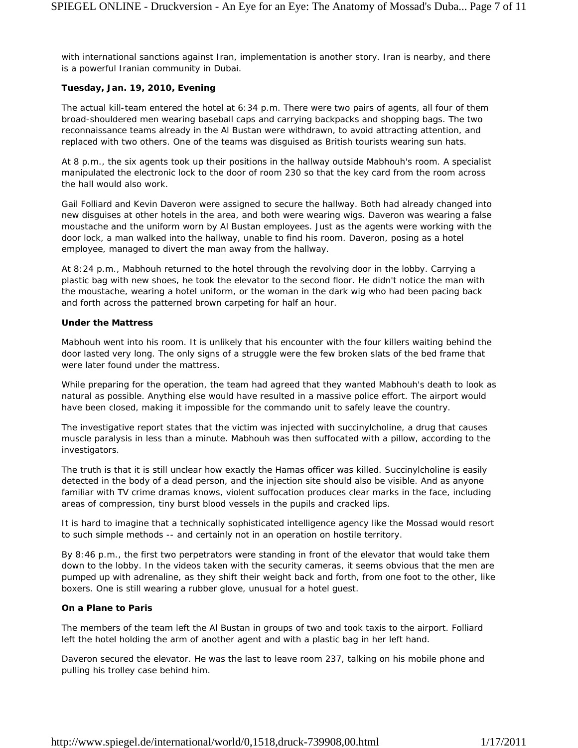with international sanctions against Iran, implementation is another story. Iran is nearby, and there is a powerful Iranian community in Dubai.

**Tuesday, Jan. 19, 2010, Evening**

The actual kill-team entered the hotel at 6:34 p.m. There were two pairs of agents, all four of them broad-shouldered men wearing baseball caps and carrying backpacks and shopping bags. The two reconnaissance teams already in the Al Bustan were withdrawn, to avoid attracting attention, and replaced with two others. One of the teams was disguised as British tourists wearing sun hats.

At 8 p.m., the six agents took up their positions in the hallway outside Mabhouh's room. A specialist manipulated the electronic lock to the door of room 230 so that the key card from the room across the hall would also work.

Gail Folliard and Kevin Daveron were assigned to secure the hallway. Both had already changed into new disguises at other hotels in the area, and both were wearing wigs. Daveron was wearing a false moustache and the uniform worn by Al Bustan employees. Just as the agents were working with the door lock, a man walked into the hallway, unable to find his room. Daveron, posing as a hotel employee, managed to divert the man away from the hallway.

At 8:24 p.m., Mabhouh returned to the hotel through the revolving door in the lobby. Carrying a plastic bag with new shoes, he took the elevator to the second floor. He didn't notice the man with the moustache, wearing a hotel uniform, or the woman in the dark wig who had been pacing back and forth across the patterned brown carpeting for half an hour.

**Under the Mattress**

Mabhouh went into his room. It is unlikely that his encounter with the four killers waiting behind the door lasted very long. The only signs of a struggle were the few broken slats of the bed frame that were later found under the mattress.

While preparing for the operation, the team had agreed that they wanted Mabhouh's death to look as natural as possible. Anything else would have resulted in a massive police effort. The airport would have been closed, making it impossible for the commando unit to safely leave the country.

The investigative report states that the victim was injected with succinylcholine, a drug that causes muscle paralysis in less than a minute. Mabhouh was then suffocated with a pillow, according to the investigators.

The truth is that it is still unclear how exactly the Hamas officer was killed. Succinylcholine is easily detected in the body of a dead person, and the injection site should also be visible. And as anyone familiar with TV crime dramas knows, violent suffocation produces clear marks in the face, including areas of compression, tiny burst blood vessels in the pupils and cracked lips.

It is hard to imagine that a technically sophisticated intelligence agency like the Mossad would resort to such simple methods -- and certainly not in an operation on hostile territory.

By 8:46 p.m., the first two perpetrators were standing in front of the elevator that would take them down to the lobby. In the videos taken with the security cameras, it seems obvious that the men are pumped up with adrenaline, as they shift their weight back and forth, from one foot to the other, like boxers. One is still wearing a rubber glove, unusual for a hotel guest.

**On a Plane to Paris**

The members of the team left the Al Bustan in groups of two and took taxis to the airport. Folliard left the hotel holding the arm of another agent and with a plastic bag in her left hand.

Daveron secured the elevator. He was the last to leave room 237, talking on his mobile phone and pulling his trolley case behind him.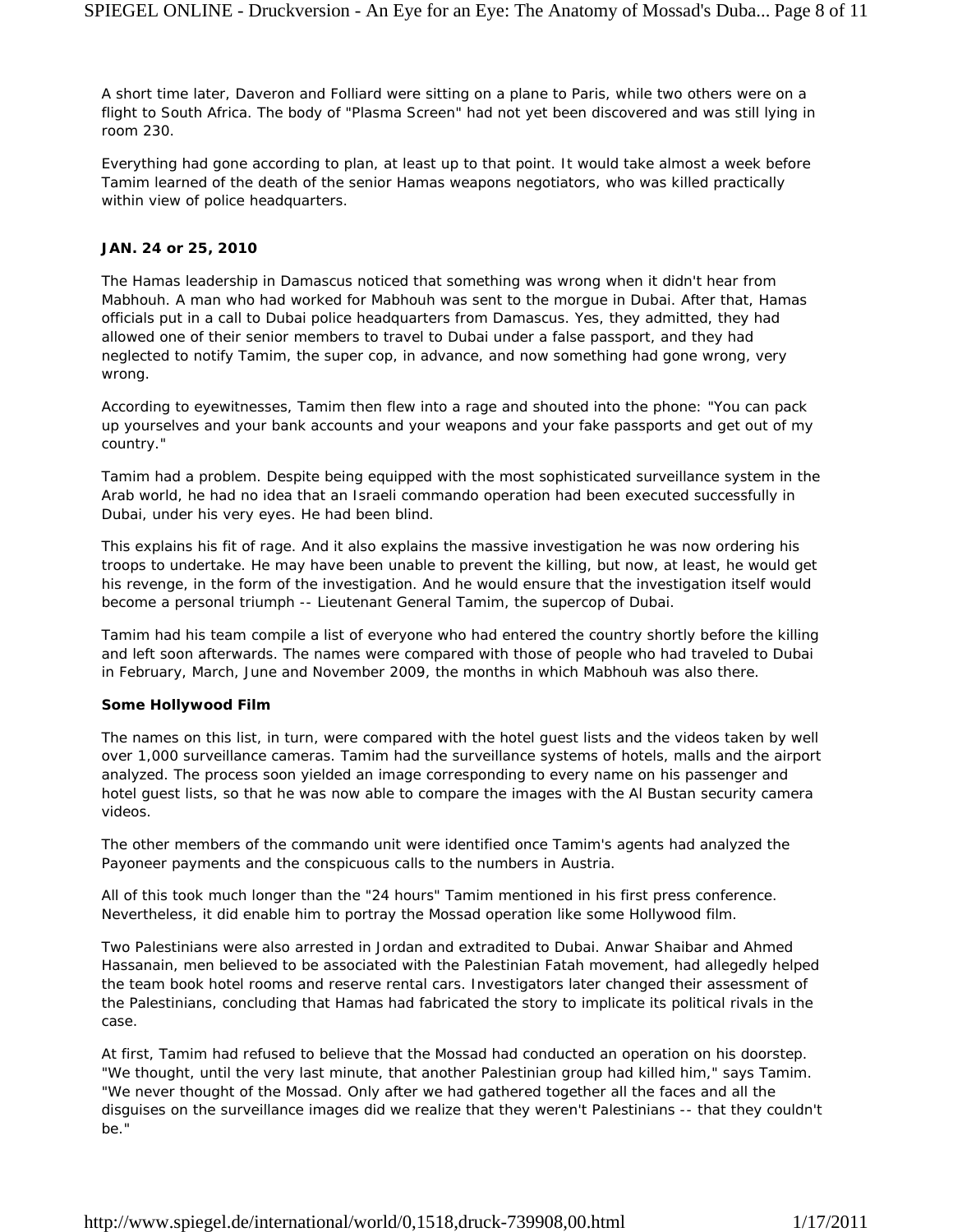A short time later, Daveron and Folliard were sitting on a plane to Paris, while two others were on a flight to South Africa. The body of "Plasma Screen" had not yet been discovered and was still lying in room 230.

Everything had gone according to plan, at least up to that point. It would take almost a week before Tamim learned of the death of the senior Hamas weapons negotiators, who was killed practically within view of police headquarters.

**JAN. 24 or 25, 2010**

The Hamas leadership in Damascus noticed that something was wrong when it didn't hear from Mabhouh. A man who had worked for Mabhouh was sent to the morgue in Dubai. After that, Hamas officials put in a call to Dubai police headquarters from Damascus. Yes, they admitted, they had allowed one of their senior members to travel to Dubai under a false passport, and they had neglected to notify Tamim, the super cop, in advance, and now something had gone wrong, very wrong.

According to eyewitnesses, Tamim then flew into a rage and shouted into the phone: "You can pack up yourselves and your bank accounts and your weapons and your fake passports and get out of my country."

Tamim had a problem. Despite being equipped with the most sophisticated surveillance system in the Arab world, he had no idea that an Israeli commando operation had been executed successfully in Dubai, under his very eyes. He had been blind.

This explains his fit of rage. And it also explains the massive investigation he was now ordering his troops to undertake. He may have been unable to prevent the killing, but now, at least, he would get his revenge, in the form of the investigation. And he would ensure that the investigation itself would become a personal triumph -- Lieutenant General Tamim, the supercop of Dubai.

Tamim had his team compile a list of everyone who had entered the country shortly before the killing and left soon afterwards. The names were compared with those of people who had traveled to Dubai in February, March, June and November 2009, the months in which Mabhouh was also there.

**Some Hollywood Film**

The names on this list, in turn, were compared with the hotel guest lists and the videos taken by well over 1,000 surveillance cameras. Tamim had the surveillance systems of hotels, malls and the airport analyzed. The process soon yielded an image corresponding to every name on his passenger and hotel guest lists, so that he was now able to compare the images with the Al Bustan security camera videos.

The other members of the commando unit were identified once Tamim's agents had analyzed the Payoneer payments and the conspicuous calls to the numbers in Austria.

All of this took much longer than the "24 hours" Tamim mentioned in his first press conference. Nevertheless, it did enable him to portray the Mossad operation like some Hollywood film.

Two Palestinians were also arrested in Jordan and extradited to Dubai. Anwar Shaibar and Ahmed Hassanain, men believed to be associated with the Palestinian Fatah movement, had allegedly helped the team book hotel rooms and reserve rental cars. Investigators later changed their assessment of the Palestinians, concluding that Hamas had fabricated the story to implicate its political rivals in the case.

At first, Tamim had refused to believe that the Mossad had conducted an operation on his doorstep. "We thought, until the very last minute, that another Palestinian group had killed him," says Tamim. "We never thought of the Mossad. Only after we had gathered together all the faces and all the disguises on the surveillance images did we realize that they weren't Palestinians -- that they couldn't be."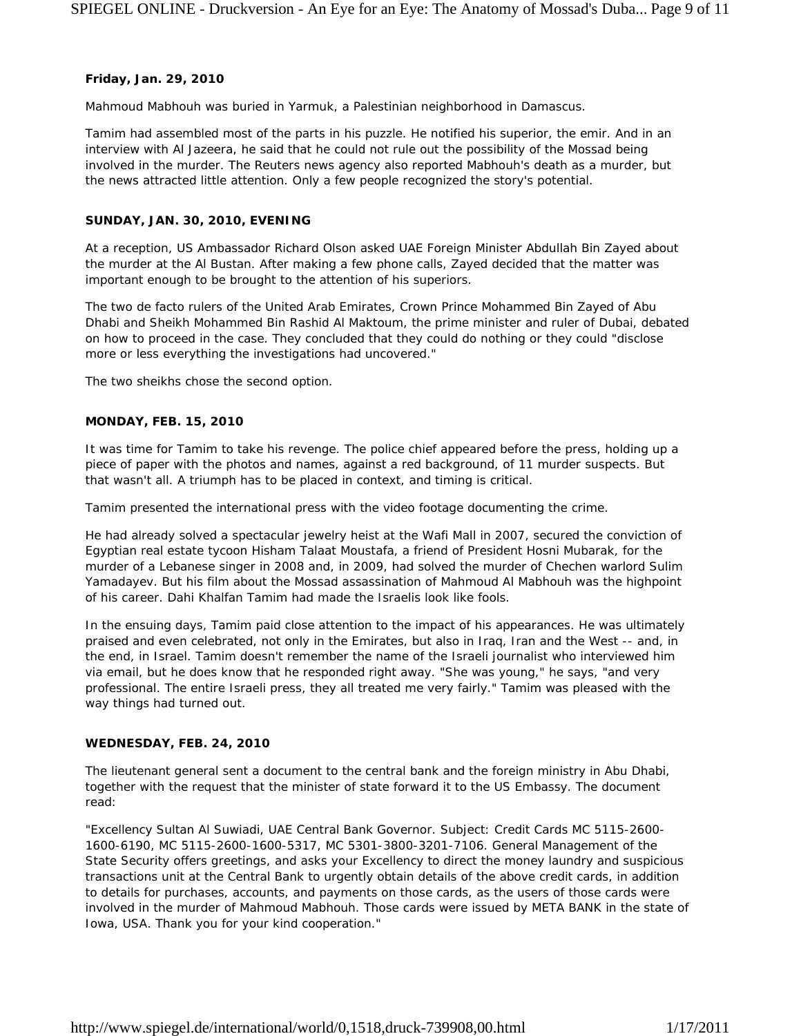**Friday, Jan. 29, 2010**

Mahmoud Mabhouh was buried in Yarmuk, a Palestinian neighborhood in Damascus.

Tamim had assembled most of the parts in his puzzle. He notified his superior, the emir. And in an interview with Al Jazeera, he said that he could not rule out the possibility of the Mossad being involved in the murder. The Reuters news agency also reported Mabhouh's death as a murder, but the news attracted little attention. Only a few people recognized the story's potential.

**SUNDAY, JAN. 30, 2010, EVENING**

At a reception, US Ambassador Richard Olson asked UAE Foreign Minister Abdullah Bin Zayed about the murder at the Al Bustan. After making a few phone calls, Zayed decided that the matter was important enough to be brought to the attention of his superiors.

The two de facto rulers of the United Arab Emirates, Crown Prince Mohammed Bin Zayed of Abu Dhabi and Sheikh Mohammed Bin Rashid Al Maktoum, the prime minister and ruler of Dubai, debated on how to proceed in the case. They concluded that they could do nothing or they could "disclose more or less everything the investigations had uncovered."

The two sheikhs chose the second option.

**MONDAY, FEB. 15, 2010**

It was time for Tamim to take his revenge. The police chief appeared before the press, holding up a piece of paper with the photos and names, against a red background, of 11 murder suspects. But that wasn't all. A triumph has to be placed in context, and timing is critical.

Tamim presented the international press with the video footage documenting the crime.

He had already solved a spectacular jewelry heist at the Wafi Mall in 2007, secured the conviction of Egyptian real estate tycoon Hisham Talaat Moustafa, a friend of President Hosni Mubarak, for the murder of a Lebanese singer in 2008 and, in 2009, had solved the murder of Chechen warlord Sulim Yamadayev. But his film about the Mossad assassination of Mahmoud Al Mabhouh was the highpoint of his career. Dahi Khalfan Tamim had made the Israelis look like fools.

In the ensuing days, Tamim paid close attention to the impact of his appearances. He was ultimately praised and even celebrated, not only in the Emirates, but also in Iraq, Iran and the West -- and, in the end, in Israel. Tamim doesn't remember the name of the Israeli journalist who interviewed him via email, but he does know that he responded right away. "She was young," he says, "and very professional. The entire Israeli press, they all treated me very fairly." Tamim was pleased with the way things had turned out.

**WEDNESDAY, FEB. 24, 2010**

The lieutenant general sent a document to the central bank and the foreign ministry in Abu Dhabi, together with the request that the minister of state forward it to the US Embassy. The document read:

"Excellency Sultan Al Suwiadi, UAE Central Bank Governor. Subject: Credit Cards MC 5115-2600-1600-6190, MC 5115-2600-1600-5317, MC 5301-3800-3201-7106. General Management of the State Security offers greetings, and asks your Excellency to direct the money laundry and suspicious transactions unit at the Central Bank to urgently obtain details of the above credit cards, in addition to details for purchases, accounts, and payments on those cards, as the users of those cards were involved in the murder of Mahmoud Mabhouh. Those cards were issued by META BANK in the state of Iowa, USA. Thank you for your kind cooperation."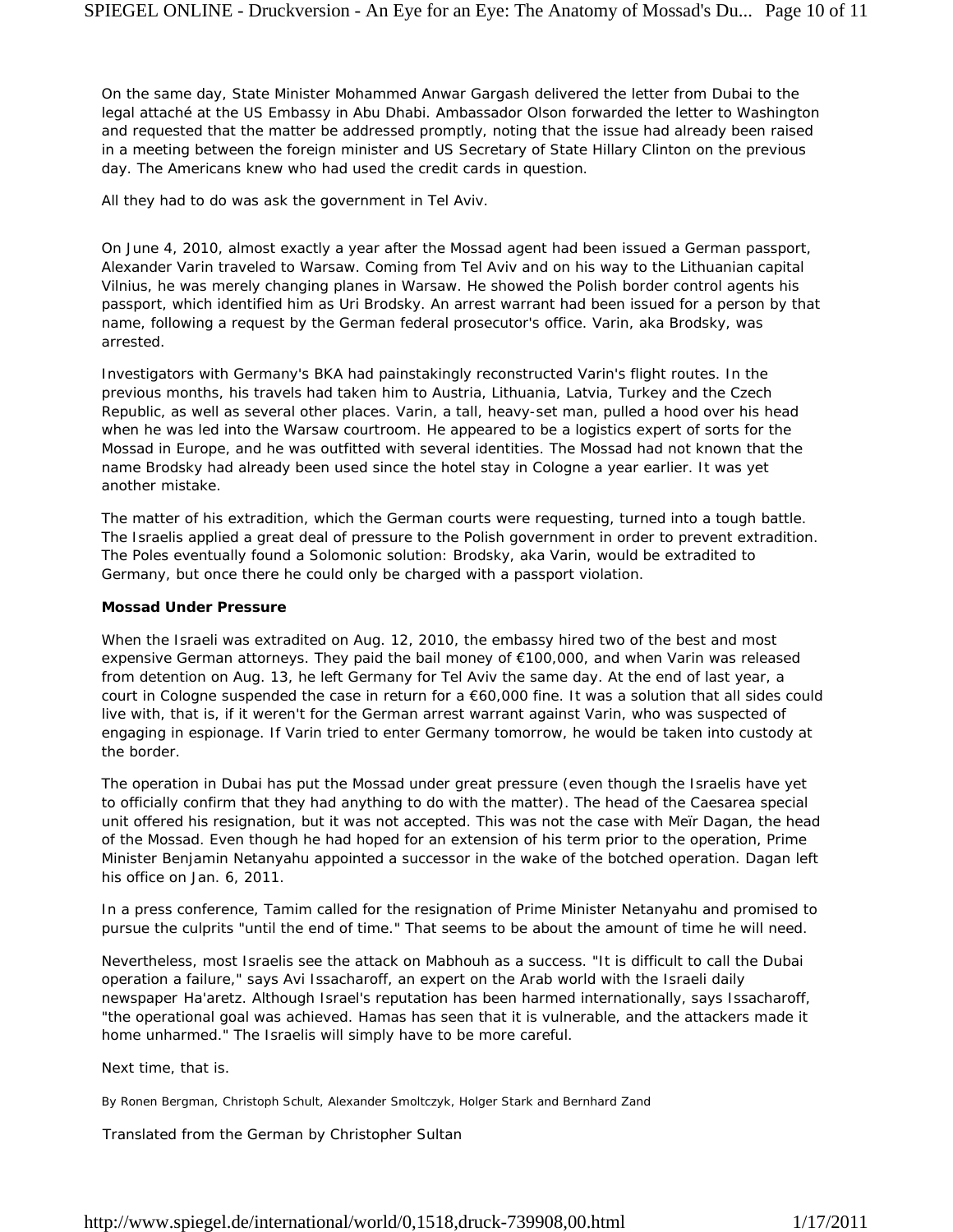On the same day, State Minister Mohammed Anwar Gargash delivered the letter from Dubai to the legal attaché at the US Embassy in Abu Dhabi. Ambassador Olson forwarded the letter to Washington and requested that the matter be addressed promptly, noting that the issue had already been raised in a meeting between the foreign minister and US Secretary of State Hillary Clinton on the previous day. The Americans knew who had used the credit cards in question.

All they had to do was ask the government in Tel Aviv.

On June 4, 2010, almost exactly a year after the Mossad agent had been issued a German passport, Alexander Varin traveled to Warsaw. Coming from Tel Aviv and on his way to the Lithuanian capital Vilnius, he was merely changing planes in Warsaw. He showed the Polish border control agents his passport, which identified him as Uri Brodsky. An arrest warrant had been issued for a person by that name, following a request by the German federal prosecutor's office. Varin, aka Brodsky, was arrested.

Investigators with Germany's BKA had painstakingly reconstructed Varin's flight routes. In the previous months, his travels had taken him to Austria, Lithuania, Latvia, Turkey and the Czech Republic, as well as several other places. Varin, a tall, heavy-set man, pulled a hood over his head when he was led into the Warsaw courtroom. He appeared to be a logistics expert of sorts for the Mossad in Europe, and he was outfitted with several identities. The Mossad had not known that the name Brodsky had already been used since the hotel stay in Cologne a year earlier. It was yet another mistake.

The matter of his extradition, which the German courts were requesting, turned into a tough battle. The Israelis applied a great deal of pressure to the Polish government in order to prevent extradition. The Poles eventually found a Solomonic solution: Brodsky, aka Varin, would be extradited to Germany, but once there he could only be charged with a passport violation.

**Mossad Under Pressure**

When the Israeli was extradited on Aug. 12, 2010, the embassy hired two of the best and most expensive German attorneys. They paid the bail money of €100,000, and when Varin was released from detention on Aug. 13, he left Germany for Tel Aviv the same day. At the end of last year, a court in Cologne suspended the case in return for a €60,000 fine. It was a solution that all sides could live with, that is, if it weren't for the German arrest warrant against Varin, who was suspected of engaging in espionage. If Varin tried to enter Germany tomorrow, he would be taken into custody at the border.

The operation in Dubai has put the Mossad under great pressure (even though the Israelis have yet to officially confirm that they had anything to do with the matter). The head of the Caesarea special unit offered his resignation, but it was not accepted. This was not the case with Meïr Dagan, the head of the Mossad. Even though he had hoped for an extension of his term prior to the operation, Prime Minister Benjamin Netanyahu appointed a successor in the wake of the botched operation. Dagan left his office on Jan. 6, 2011.

In a press conference, Tamim called for the resignation of Prime Minister Netanyahu and promised to pursue the culprits "until the end of time." That seems to be about the amount of time he will need.

Nevertheless, most Israelis see the attack on Mabhouh as a success. "It is difficult to call the Dubai operation a failure," says Avi Issacharoff, an expert on the Arab world with the Israeli daily newspaper Ha'aretz. Although Israel's reputation has been harmed internationally, says Issacharoff, "the operational goal was achieved. Hamas has seen that it is vulnerable, and the attackers made it home unharmed." The Israelis will simply have to be more careful.

Next time, that is.

By Ronen Bergman, Christoph Schult, Alexander Smoltczyk, Holger Stark and Bernhard Zand

Translated from the German by Christopher Sultan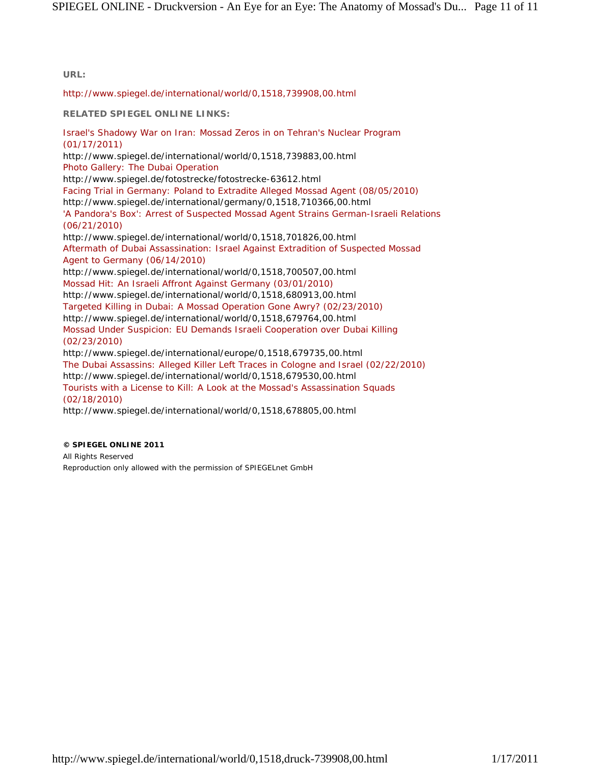**URL:**

http://www.spiegel.de/international/world/0,1518,739908,00.html

**RELATED SPIEGEL ONLINE LINKS:**

Israel's Shadowy War on Iran: Mossad Zeros in on Tehran's Nuclear Program (01/17/2011)
http://www.spiegel.de/international/world/0,1518,739883,00.html
Photo Gallery: The Dubai Operation
http://www.spiegel.de/fotostrecke/fotostrecke-63612.html
Facing Trial in Germany: Poland to Extradite Alleged Mossad Agent (08/05/2010)
http://www.spiegel.de/international/germany/0,1518,710366,00.html
'A Pandora's Box': Arrest of Suspected Mossad Agent Strains German-Israeli Relations (06/21/2010)
http://www.spiegel.de/international/world/0,1518,701826,00.html
Aftermath of Dubai Assassination: Israel Against Extradition of Suspected Mossad Agent to Germany (06/14/2010)
http://www.spiegel.de/international/world/0,1518,700507,00.html
Mossad Hit: An Israeli Affront Against Germany (03/01/2010)
http://www.spiegel.de/international/world/0,1518,680913,00.html
Targeted Killing in Dubai: A Mossad Operation Gone Awry? (02/23/2010)
http://www.spiegel.de/international/world/0,1518,679764,00.html
Mossad Under Suspicion: EU Demands Israeli Cooperation over Dubai Killing (02/23/2010)
http://www.spiegel.de/international/europe/0,1518,679735,00.html
The Dubai Assassins: Alleged Killer Left Traces in Cologne and Israel (02/22/2010)
http://www.spiegel.de/international/world/0,1518,679530,00.html
Tourists with a License to Kill: A Look at the Mossad's Assassination Squads (02/18/2010)
http://www.spiegel.de/international/world/0,1518,678805,00.html

**© SPIEGEL ONLINE 2011**
All Rights Reserved
Reproduction only allowed with the permission of SPIEGELnet GmbH